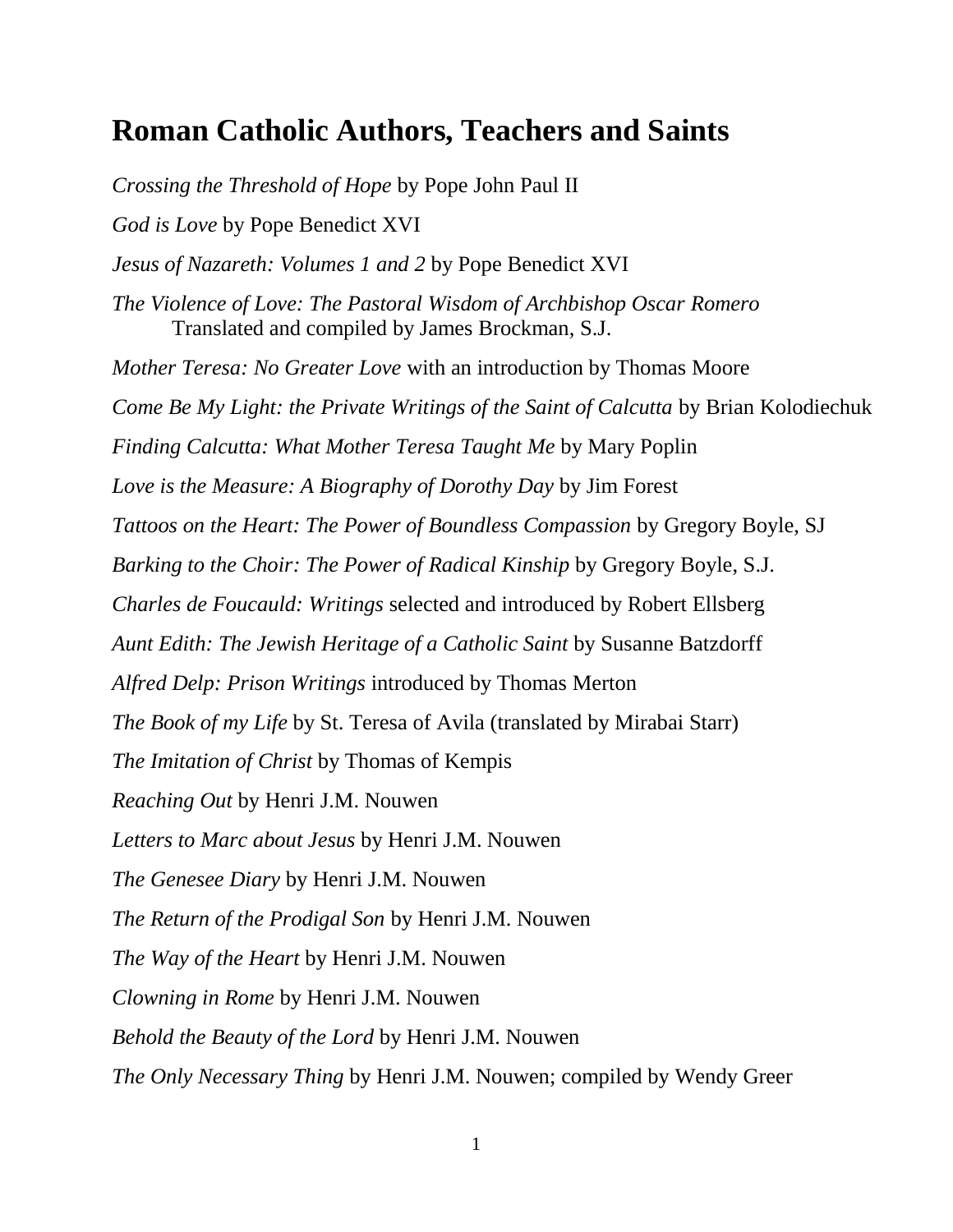# Roman Catholic Authors, Teachers and Saints

*Crossing the Threshold of Hope* by Pope John Paul II

*God is Love* by Pope Benedict XVI

*Jesus of Nazareth: Volumes 1 and 2* by Pope Benedict XVI

*The Violence of Love: The Pastoral Wisdom of Archbishop Oscar Romero*
Translated and compiled by James Brockman, S.J.

*Mother Teresa: No Greater Love* with an introduction by Thomas Moore

*Come Be My Light: the Private Writings of the Saint of Calcutta* by Brian Kolodiechuk

*Finding Calcutta: What Mother Teresa Taught Me* by Mary Poplin

*Love is the Measure: A Biography of Dorothy Day* by Jim Forest

*Tattoos on the Heart: The Power of Boundless Compassion* by Gregory Boyle, SJ

*Barking to the Choir: The Power of Radical Kinship* by Gregory Boyle, S.J.

*Charles de Foucauld: Writings* selected and introduced by Robert Ellsberg

*Aunt Edith: The Jewish Heritage of a Catholic Saint* by Susanne Batzdorff

*Alfred Delp: Prison Writings* introduced by Thomas Merton

*The Book of my Life* by St. Teresa of Avila (translated by Mirabai Starr)

*The Imitation of Christ* by Thomas of Kempis

*Reaching Out* by Henri J.M. Nouwen

*Letters to Marc about Jesus* by Henri J.M. Nouwen

*The Genesee Diary* by Henri J.M. Nouwen

*The Return of the Prodigal Son* by Henri J.M. Nouwen

*The Way of the Heart* by Henri J.M. Nouwen

*Clowning in Rome* by Henri J.M. Nouwen

*Behold the Beauty of the Lord* by Henri J.M. Nouwen

*The Only Necessary Thing* by Henri J.M. Nouwen; compiled by Wendy Greer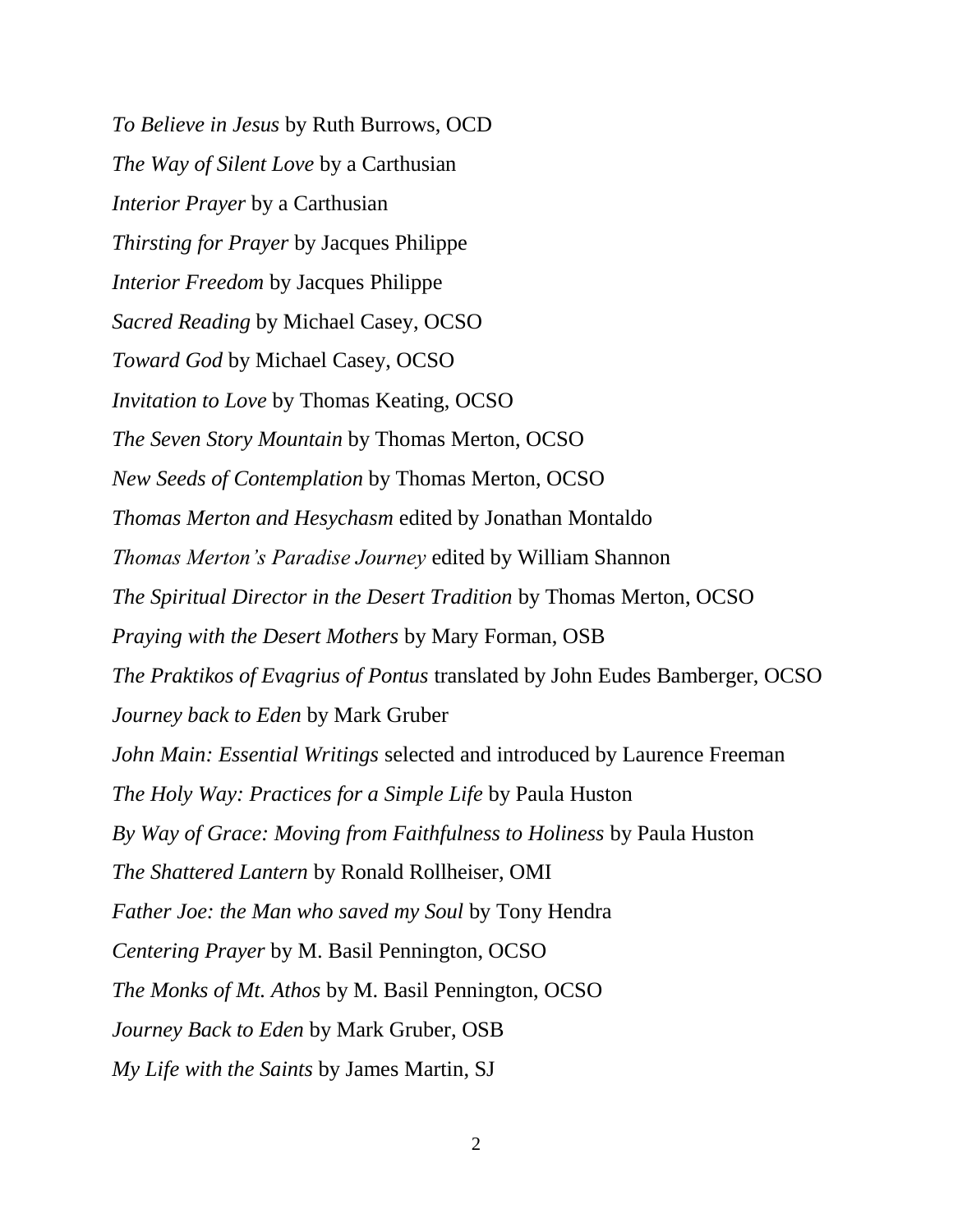*To Believe in Jesus* by Ruth Burrows, OCD

*The Way of Silent Love* by a Carthusian

*Interior Prayer* by a Carthusian

*Thirsting for Prayer* by Jacques Philippe

*Interior Freedom* by Jacques Philippe

*Sacred Reading* by Michael Casey, OCSO

*Toward God* by Michael Casey, OCSO

*Invitation to Love* by Thomas Keating, OCSO

*The Seven Story Mountain* by Thomas Merton, OCSO

*New Seeds of Contemplation* by Thomas Merton, OCSO

*Thomas Merton and Hesychasm* edited by Jonathan Montaldo

*Thomas Merton's Paradise Journey* edited by William Shannon

*The Spiritual Director in the Desert Tradition* by Thomas Merton, OCSO

*Praying with the Desert Mothers* by Mary Forman, OSB

*The Praktikos of Evagrius of Pontus* translated by John Eudes Bamberger, OCSO

*Journey back to Eden* by Mark Gruber

*John Main: Essential Writings* selected and introduced by Laurence Freeman

*The Holy Way: Practices for a Simple Life* by Paula Huston

*By Way of Grace: Moving from Faithfulness to Holiness* by Paula Huston

*The Shattered Lantern* by Ronald Rollheiser, OMI

*Father Joe: the Man who saved my Soul* by Tony Hendra

*Centering Prayer* by M. Basil Pennington, OCSO

*The Monks of Mt. Athos* by M. Basil Pennington, OCSO

*Journey Back to Eden* by Mark Gruber, OSB

*My Life with the Saints* by James Martin, SJ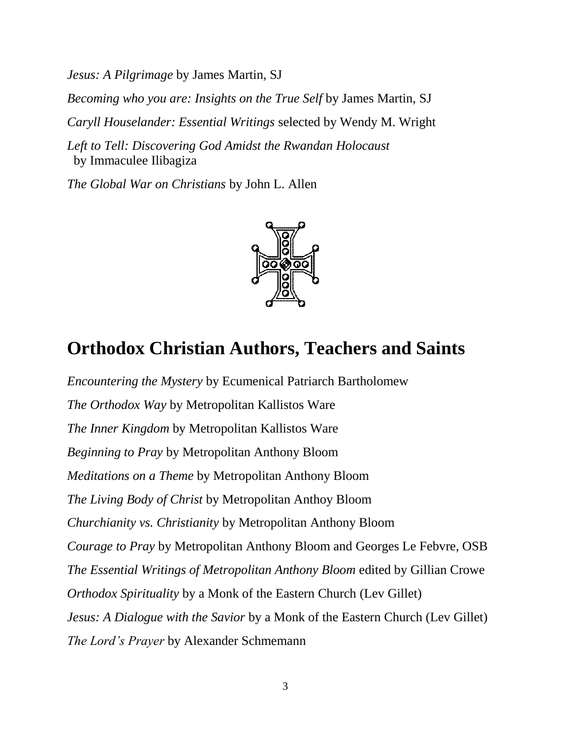*Jesus: A Pilgrimage* by James Martin, SJ

*Becoming who you are: Insights on the True Self* by James Martin, SJ

*Caryll Houselander: Essential Writings* selected by Wendy M. Wright

*Left to Tell: Discovering God Amidst the Rwandan Holocaust* by Immaculee Ilibagiza

*The Global War on Christians* by John L. Allen

## Orthodox Christian Authors, Teachers and Saints

*Encountering the Mystery* by Ecumenical Patriarch Bartholomew

*The Orthodox Way* by Metropolitan Kallistos Ware

*The Inner Kingdom* by Metropolitan Kallistos Ware

*Beginning to Pray* by Metropolitan Anthony Bloom

*Meditations on a Theme* by Metropolitan Anthony Bloom

*The Living Body of Christ* by Metropolitan Anthoy Bloom

*Churchianity vs. Christianity* by Metropolitan Anthony Bloom

*Courage to Pray* by Metropolitan Anthony Bloom and Georges Le Febvre, OSB

*The Essential Writings of Metropolitan Anthony Bloom* edited by Gillian Crowe

*Orthodox Spirituality* by a Monk of the Eastern Church (Lev Gillet)

*Jesus: A Dialogue with the Savior* by a Monk of the Eastern Church (Lev Gillet)

*The Lord's Prayer* by Alexander Schmemann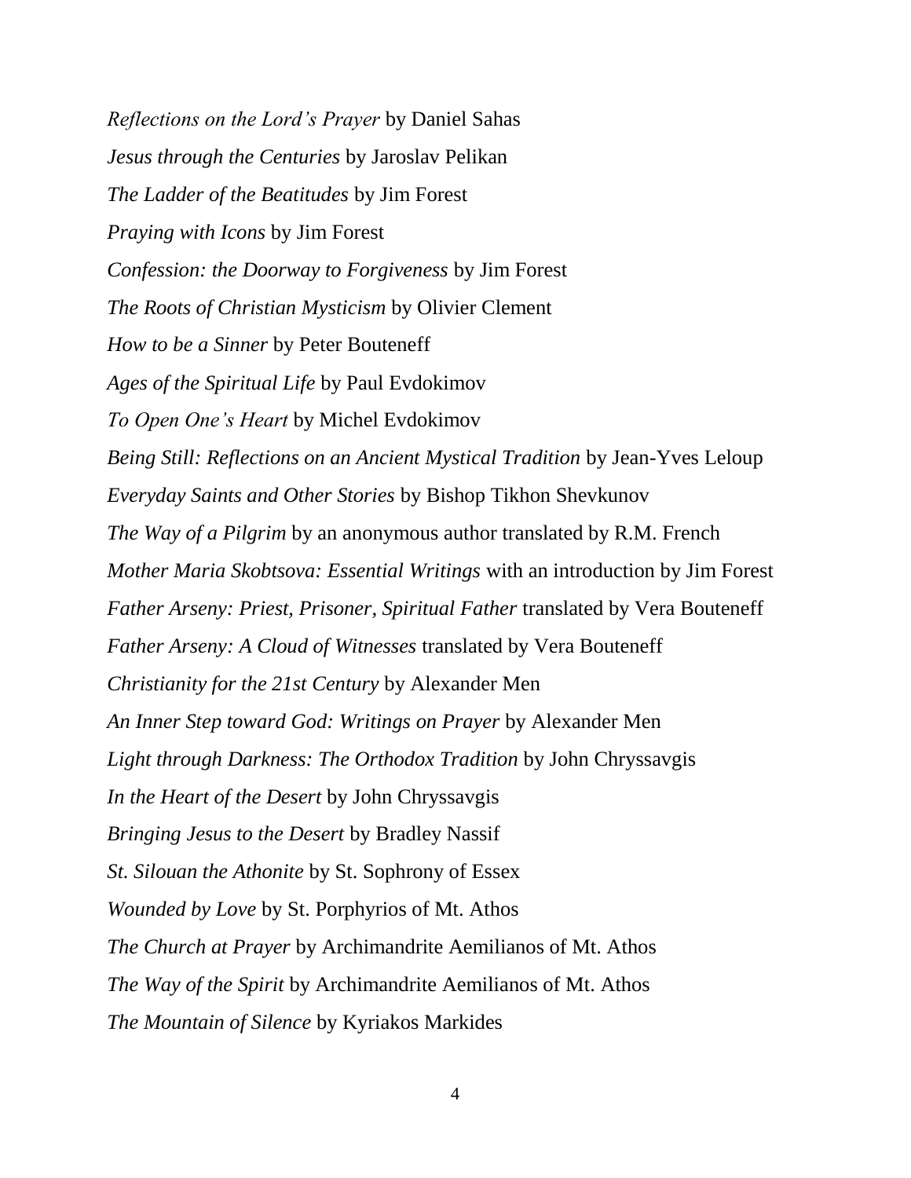*Reflections on the Lord's Prayer* by Daniel Sahas

*Jesus through the Centuries* by Jaroslav Pelikan

*The Ladder of the Beatitudes* by Jim Forest

*Praying with Icons* by Jim Forest

*Confession: the Doorway to Forgiveness* by Jim Forest

*The Roots of Christian Mysticism* by Olivier Clement

*How to be a Sinner* by Peter Bouteneff

*Ages of the Spiritual Life* by Paul Evdokimov

*To Open One's Heart* by Michel Evdokimov

*Being Still: Reflections on an Ancient Mystical Tradition* by Jean-Yves Leloup

*Everyday Saints and Other Stories* by Bishop Tikhon Shevkunov

*The Way of a Pilgrim* by an anonymous author translated by R.M. French

*Mother Maria Skobtsova: Essential Writings* with an introduction by Jim Forest

*Father Arseny: Priest, Prisoner, Spiritual Father* translated by Vera Bouteneff

*Father Arseny: A Cloud of Witnesses* translated by Vera Bouteneff

*Christianity for the 21st Century* by Alexander Men

*An Inner Step toward God: Writings on Prayer* by Alexander Men

*Light through Darkness: The Orthodox Tradition* by John Chryssavgis

*In the Heart of the Desert* by John Chryssavgis

*Bringing Jesus to the Desert* by Bradley Nassif

*St. Silouan the Athonite* by St. Sophrony of Essex

*Wounded by Love* by St. Porphyrios of Mt. Athos

*The Church at Prayer* by Archimandrite Aemilianos of Mt. Athos

*The Way of the Spirit* by Archimandrite Aemilianos of Mt. Athos

*The Mountain of Silence* by Kyriakos Markides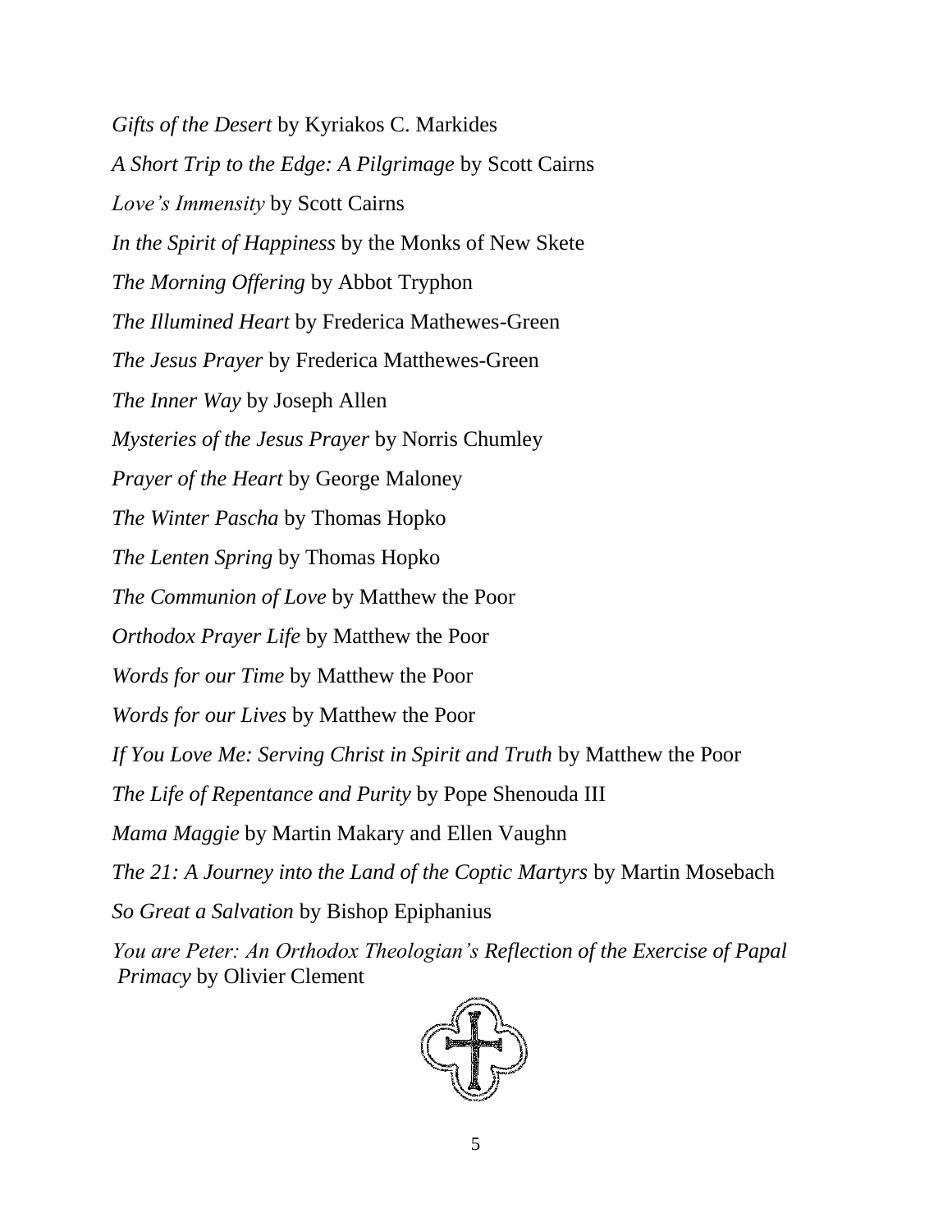*Gifts of the Desert* by Kyriakos C. Markides

*A Short Trip to the Edge: A Pilgrimage* by Scott Cairns

*Love's Immensity* by Scott Cairns

*In the Spirit of Happiness* by the Monks of New Skete

*The Morning Offering* by Abbot Tryphon

*The Illumined Heart* by Frederica Mathewes-Green

*The Jesus Prayer* by Frederica Matthewes-Green

*The Inner Way* by Joseph Allen

*Mysteries of the Jesus Prayer* by Norris Chumley

*Prayer of the Heart* by George Maloney

*The Winter Pascha* by Thomas Hopko

*The Lenten Spring* by Thomas Hopko

*The Communion of Love* by Matthew the Poor

*Orthodox Prayer Life* by Matthew the Poor

*Words for our Time* by Matthew the Poor

*Words for our Lives* by Matthew the Poor

*If You Love Me: Serving Christ in Spirit and Truth* by Matthew the Poor

*The Life of Repentance and Purity* by Pope Shenouda III

*Mama Maggie* by Martin Makary and Ellen Vaughn

*The 21: A Journey into the Land of the Coptic Martyrs* by Martin Mosebach

*So Great a Salvation* by Bishop Epiphanius

*You are Peter: An Orthodox Theologian's Reflection of the Exercise of Papal Primacy* by Olivier Clement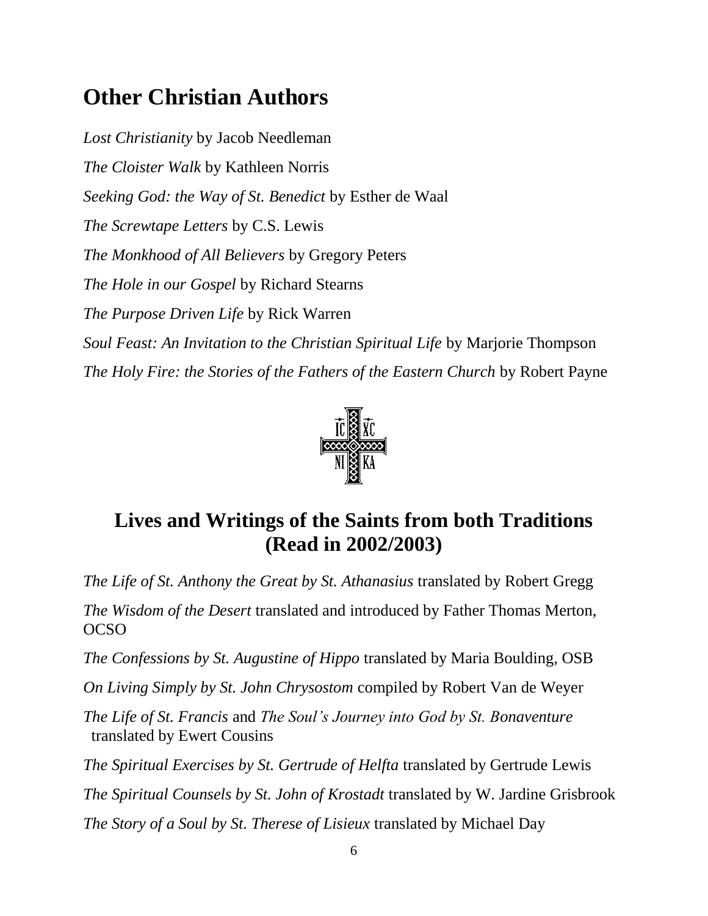## Other Christian Authors

*Lost Christianity* by Jacob Needleman

*The Cloister Walk* by Kathleen Norris

*Seeking God: the Way of St. Benedict* by Esther de Waal

*The Screwtape Letters* by C.S. Lewis

*The Monkhood of All Believers* by Gregory Peters

*The Hole in our Gospel* by Richard Stearns

*The Purpose Driven Life* by Rick Warren

*Soul Feast: An Invitation to the Christian Spiritual Life* by Marjorie Thompson

*The Holy Fire: the Stories of the Fathers of the Eastern Church* by Robert Payne

## Lives and Writings of the Saints from both Traditions (Read in 2002/2003)

*The Life of St. Anthony the Great by St. Athanasius* translated by Robert Gregg

*The Wisdom of the Desert* translated and introduced by Father Thomas Merton, OCSO

*The Confessions by St. Augustine of Hippo* translated by Maria Boulding, OSB

*On Living Simply by St. John Chrysostom* compiled by Robert Van de Weyer

*The Life of St. Francis* and *The Soul's Journey into God by St. Bonaventure* translated by Ewert Cousins

*The Spiritual Exercises by St. Gertrude of Helfta* translated by Gertrude Lewis

*The Spiritual Counsels by St. John of Krostadt* translated by W. Jardine Grisbrook

*The Story of a Soul by St. Therese of Lisieux* translated by Michael Day